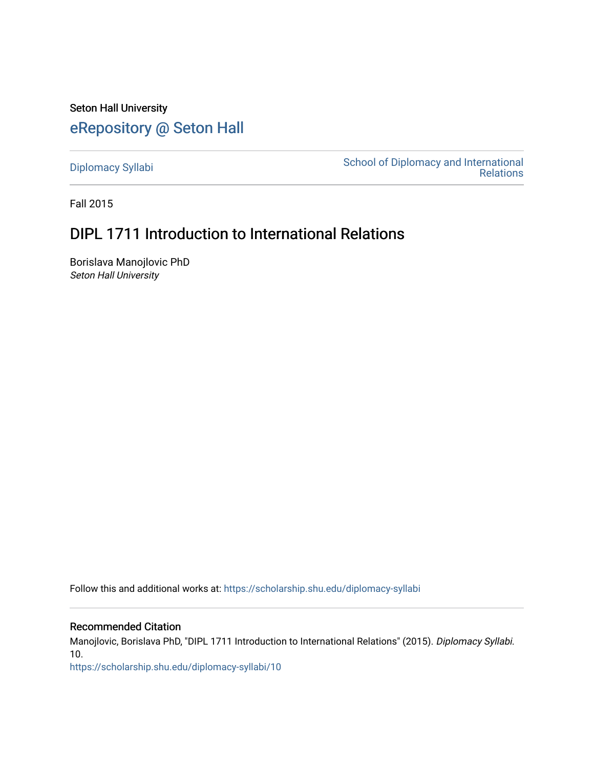Seton Hall University

# eRepository @ Seton Hall

Diplomacy Syllabi

School of Diplomacy and International Relations

Fall 2015

## DIPL 1711 Introduction to International Relations

Borislava Manojlovic PhD
*Seton Hall University*

Follow this and additional works at: https://scholarship.shu.edu/diplomacy-syllabi

### Recommended Citation

Manojlovic, Borislava PhD, "DIPL 1711 Introduction to International Relations" (2015). *Diplomacy Syllabi*. 10.
https://scholarship.shu.edu/diplomacy-syllabi/10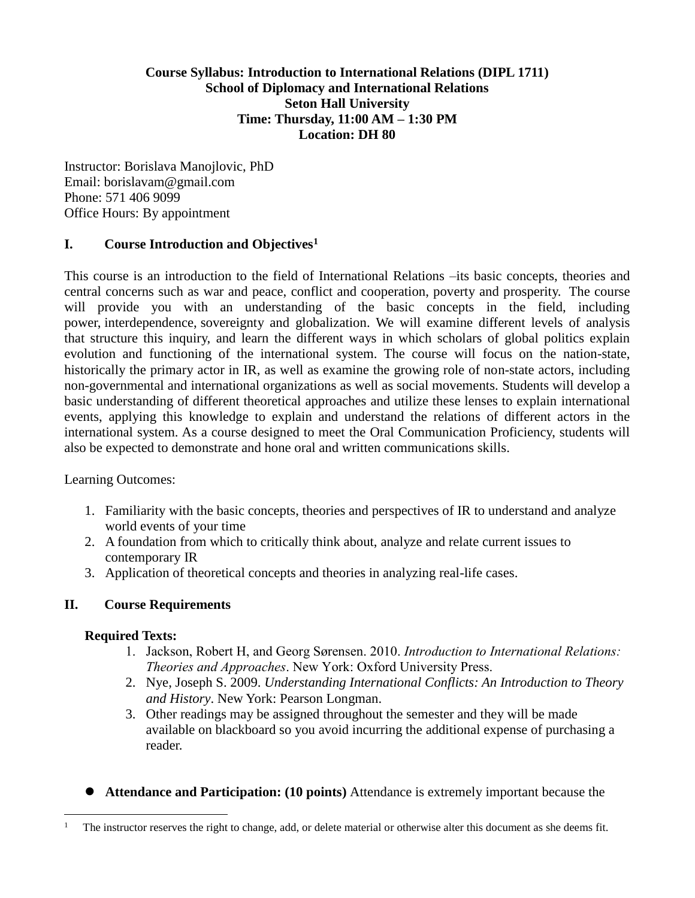**Course Syllabus: Introduction to International Relations (DIPL 1711)**
**School of Diplomacy and International Relations**
**Seton Hall University**
**Time: Thursday, 11:00 AM – 1:30 PM**
**Location: DH 80**

Instructor: Borislava Manojlovic, PhD
Email: borislavam@gmail.com
Phone: 571 406 9099
Office Hours: By appointment

## I. Course Introduction and Objectives[1]

This course is an introduction to the field of International Relations –its basic concepts, theories and central concerns such as war and peace, conflict and cooperation, poverty and prosperity. The course will provide you with an understanding of the basic concepts in the field, including power, interdependence, sovereignty and globalization. We will examine different levels of analysis that structure this inquiry, and learn the different ways in which scholars of global politics explain evolution and functioning of the international system. The course will focus on the nation-state, historically the primary actor in IR, as well as examine the growing role of non-state actors, including non-governmental and international organizations as well as social movements. Students will develop a basic understanding of different theoretical approaches and utilize these lenses to explain international events, applying this knowledge to explain and understand the relations of different actors in the international system. As a course designed to meet the Oral Communication Proficiency, students will also be expected to demonstrate and hone oral and written communications skills.

Learning Outcomes:

1. Familiarity with the basic concepts, theories and perspectives of IR to understand and analyze world events of your time
2. A foundation from which to critically think about, analyze and relate current issues to contemporary IR
3. Application of theoretical concepts and theories in analyzing real-life cases.

## II. Course Requirements

**Required Texts:**

1. Jackson, Robert H, and Georg Sørensen. 2010. *Introduction to International Relations: Theories and Approaches*. New York: Oxford University Press.
2. Nye, Joseph S. 2009. *Understanding International Conflicts: An Introduction to Theory and History*. New York: Pearson Longman.
3. Other readings may be assigned throughout the semester and they will be made available on blackboard so you avoid incurring the additional expense of purchasing a reader.

- **Attendance and Participation: (10 points)** Attendance is extremely important because the

[1] The instructor reserves the right to change, add, or delete material or otherwise alter this document as she deems fit.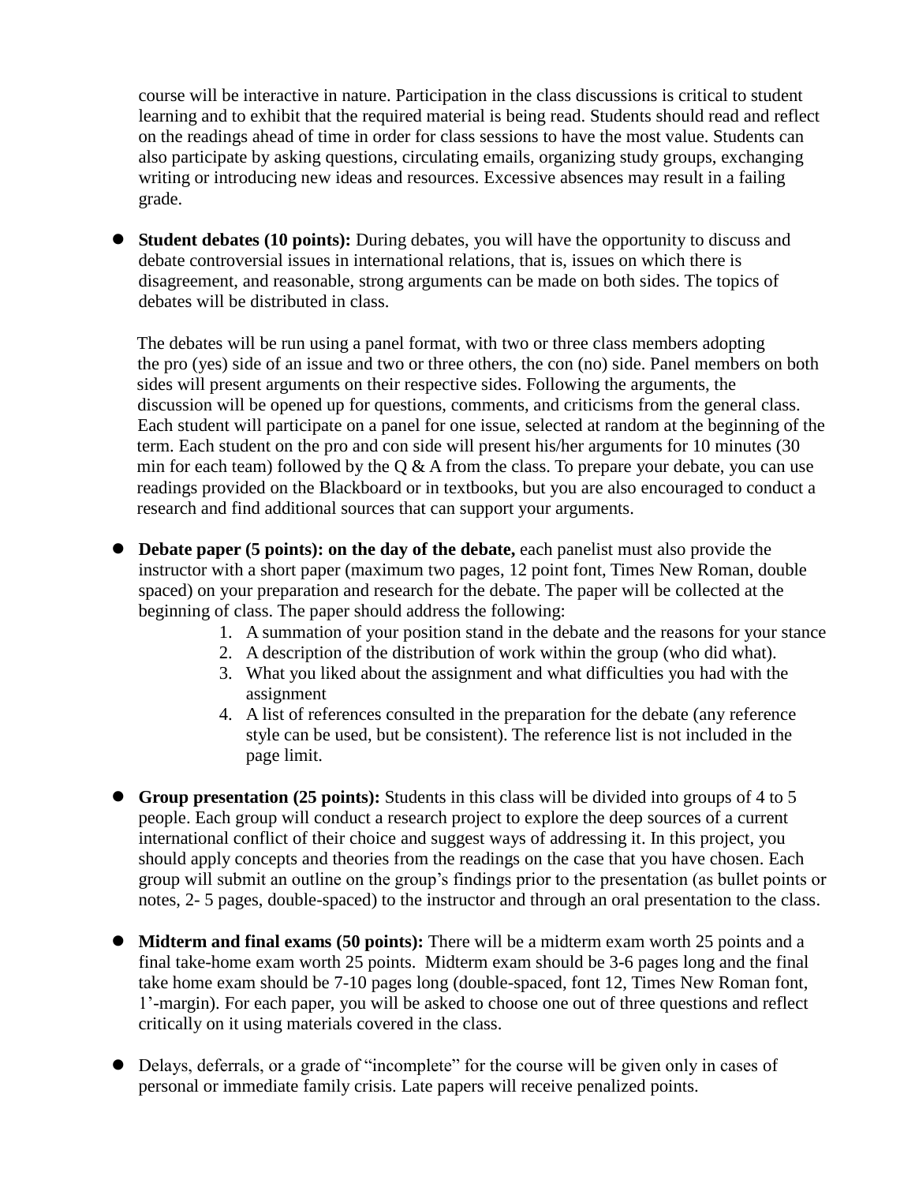course will be interactive in nature. Participation in the class discussions is critical to student learning and to exhibit that the required material is being read. Students should read and reflect on the readings ahead of time in order for class sessions to have the most value. Students can also participate by asking questions, circulating emails, organizing study groups, exchanging writing or introducing new ideas and resources. Excessive absences may result in a failing grade.

- **Student debates (10 points):** During debates, you will have the opportunity to discuss and debate controversial issues in international relations, that is, issues on which there is disagreement, and reasonable, strong arguments can be made on both sides. The topics of debates will be distributed in class.

  The debates will be run using a panel format, with two or three class members adopting the pro (yes) side of an issue and two or three others, the con (no) side. Panel members on both sides will present arguments on their respective sides. Following the arguments, the discussion will be opened up for questions, comments, and criticisms from the general class. Each student will participate on a panel for one issue, selected at random at the beginning of the term. Each student on the pro and con side will present his/her arguments for 10 minutes (30 min for each team) followed by the Q & A from the class. To prepare your debate, you can use readings provided on the Blackboard or in textbooks, but you are also encouraged to conduct a research and find additional sources that can support your arguments.

- **Debate paper (5 points): on the day of the debate,** each panelist must also provide the instructor with a short paper (maximum two pages, 12 point font, Times New Roman, double spaced) on your preparation and research for the debate. The paper will be collected at the beginning of class. The paper should address the following:
  1. A summation of your position stand in the debate and the reasons for your stance
  2. A description of the distribution of work within the group (who did what).
  3. What you liked about the assignment and what difficulties you had with the assignment
  4. A list of references consulted in the preparation for the debate (any reference style can be used, but be consistent). The reference list is not included in the page limit.

- **Group presentation (25 points):** Students in this class will be divided into groups of 4 to 5 people. Each group will conduct a research project to explore the deep sources of a current international conflict of their choice and suggest ways of addressing it. In this project, you should apply concepts and theories from the readings on the case that you have chosen. Each group will submit an outline on the group's findings prior to the presentation (as bullet points or notes, 2- 5 pages, double-spaced) to the instructor and through an oral presentation to the class.

- **Midterm and final exams (50 points):** There will be a midterm exam worth 25 points and a final take-home exam worth 25 points. Midterm exam should be 3-6 pages long and the final take home exam should be 7-10 pages long (double-spaced, font 12, Times New Roman font, 1'-margin). For each paper, you will be asked to choose one out of three questions and reflect critically on it using materials covered in the class.

- Delays, deferrals, or a grade of "incomplete" for the course will be given only in cases of personal or immediate family crisis. Late papers will receive penalized points.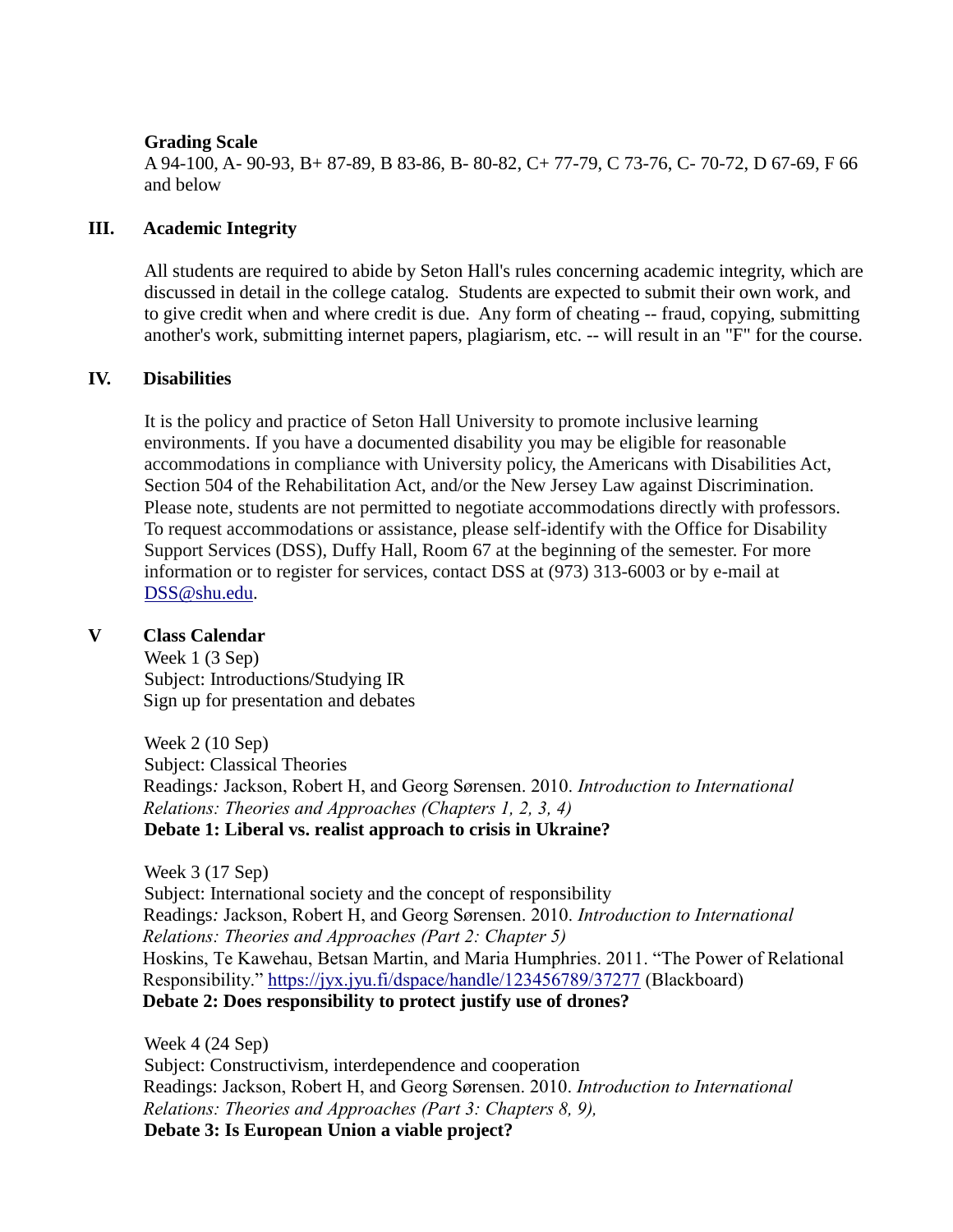**Grading Scale**

A 94-100, A- 90-93, B+ 87-89, B 83-86, B- 80-82, C+ 77-79, C 73-76, C- 70-72, D 67-69, F 66 and below

## III. Academic Integrity

All students are required to abide by Seton Hall's rules concerning academic integrity, which are discussed in detail in the college catalog. Students are expected to submit their own work, and to give credit when and where credit is due. Any form of cheating -- fraud, copying, submitting another's work, submitting internet papers, plagiarism, etc. -- will result in an "F" for the course.

## IV. Disabilities

It is the policy and practice of Seton Hall University to promote inclusive learning environments. If you have a documented disability you may be eligible for reasonable accommodations in compliance with University policy, the Americans with Disabilities Act, Section 504 of the Rehabilitation Act, and/or the New Jersey Law against Discrimination. Please note, students are not permitted to negotiate accommodations directly with professors. To request accommodations or assistance, please self-identify with the Office for Disability Support Services (DSS), Duffy Hall, Room 67 at the beginning of the semester. For more information or to register for services, contact DSS at (973) 313-6003 or by e-mail at [DSS@shu.edu](mailto:DSS@shu.edu).

## V Class Calendar

Week 1 (3 Sep)
Subject: Introductions/Studying IR
Sign up for presentation and debates

Week 2 (10 Sep)
Subject: Classical Theories
Readings*:* Jackson, Robert H, and Georg Sørensen. 2010. *Introduction to International Relations: Theories and Approaches (Chapters 1, 2, 3, 4)*
**Debate 1: Liberal vs. realist approach to crisis in Ukraine?**

Week 3 (17 Sep)
Subject: International society and the concept of responsibility
Readings*:* Jackson, Robert H, and Georg Sørensen. 2010. *Introduction to International Relations: Theories and Approaches (Part 2: Chapter 5)*
Hoskins, Te Kawehau, Betsan Martin, and Maria Humphries. 2011. "The Power of Relational Responsibility." [https://jyx.jyu.fi/dspace/handle/123456789/37277](https://jyx.jyu.fi/dspace/handle/123456789/37277) (Blackboard)
**Debate 2: Does responsibility to protect justify use of drones?**

Week 4 (24 Sep)
Subject: Constructivism, interdependence and cooperation
Readings: Jackson, Robert H, and Georg Sørensen. 2010. *Introduction to International Relations: Theories and Approaches (Part 3: Chapters 8, 9),*
**Debate 3: Is European Union a viable project?**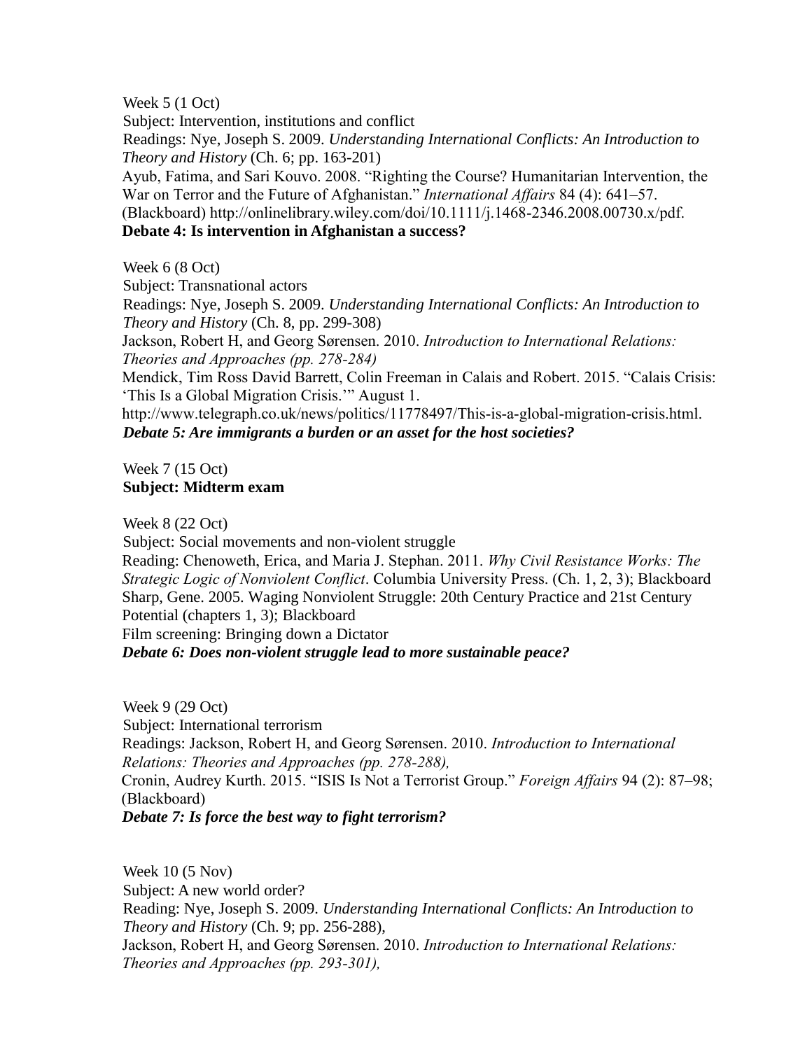Week 5 (1 Oct)
Subject: Intervention, institutions and conflict
Readings: Nye, Joseph S. 2009. *Understanding International Conflicts: An Introduction to Theory and History* (Ch. 6; pp. 163-201)
Ayub, Fatima, and Sari Kouvo. 2008. "Righting the Course? Humanitarian Intervention, the War on Terror and the Future of Afghanistan." *International Affairs* 84 (4): 641–57. (Blackboard) http://onlinelibrary.wiley.com/doi/10.1111/j.1468-2346.2008.00730.x/pdf.
**Debate 4: Is intervention in Afghanistan a success?**

Week 6 (8 Oct)
Subject: Transnational actors
Readings: Nye, Joseph S. 2009. *Understanding International Conflicts: An Introduction to Theory and History* (Ch. 8, pp. 299-308)
Jackson, Robert H, and Georg Sørensen. 2010. *Introduction to International Relations: Theories and Approaches (pp. 278-284)*
Mendick, Tim Ross David Barrett, Colin Freeman in Calais and Robert. 2015. "Calais Crisis: 'This Is a Global Migration Crisis.'" August 1.
http://www.telegraph.co.uk/news/politics/11778497/This-is-a-global-migration-crisis.html.
***Debate 5: Are immigrants a burden or an asset for the host societies?***

Week 7 (15 Oct)
**Subject: Midterm exam**

Week 8 (22 Oct)
Subject: Social movements and non-violent struggle
Reading: Chenoweth, Erica, and Maria J. Stephan. 2011. *Why Civil Resistance Works: The Strategic Logic of Nonviolent Conflict*. Columbia University Press. (Ch. 1, 2, 3); Blackboard
Sharp, Gene. 2005. Waging Nonviolent Struggle: 20th Century Practice and 21st Century Potential (chapters 1, 3); Blackboard
Film screening: Bringing down a Dictator
***Debate 6: Does non-violent struggle lead to more sustainable peace?***

Week 9 (29 Oct)
Subject: International terrorism
Readings: Jackson, Robert H, and Georg Sørensen. 2010. *Introduction to International Relations: Theories and Approaches (pp. 278-288),*
Cronin, Audrey Kurth. 2015. "ISIS Is Not a Terrorist Group." *Foreign Affairs* 94 (2): 87–98; (Blackboard)
***Debate 7: Is force the best way to fight terrorism?***

Week 10 (5 Nov)
Subject: A new world order?
Reading: Nye, Joseph S. 2009. *Understanding International Conflicts: An Introduction to Theory and History* (Ch. 9; pp. 256-288),
Jackson, Robert H, and Georg Sørensen. 2010. *Introduction to International Relations: Theories and Approaches (pp. 293-301),*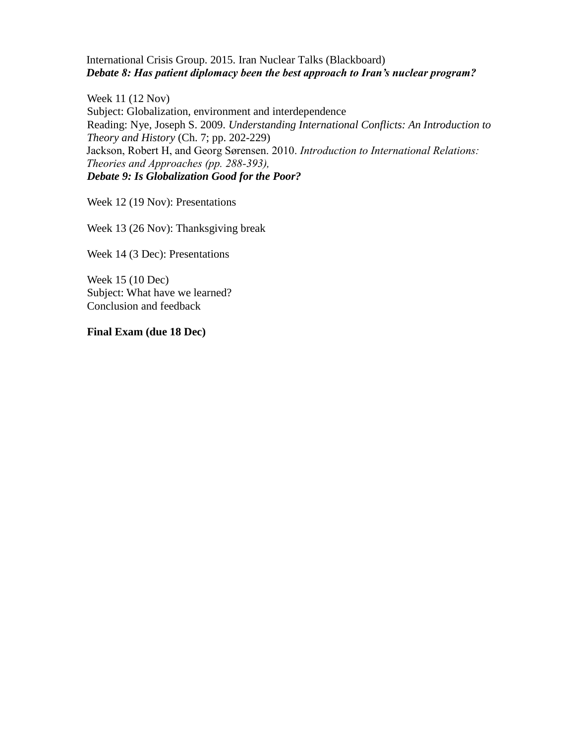International Crisis Group. 2015. Iran Nuclear Talks (Blackboard)
***Debate 8: Has patient diplomacy been the best approach to Iran's nuclear program?***

Week 11 (12 Nov)
Subject: Globalization, environment and interdependence
Reading: Nye, Joseph S. 2009. *Understanding International Conflicts: An Introduction to Theory and History* (Ch. 7; pp. 202-229)
Jackson, Robert H, and Georg Sørensen. 2010. *Introduction to International Relations: Theories and Approaches (pp. 288-393),*
***Debate 9: Is Globalization Good for the Poor?***

Week 12 (19 Nov): Presentations

Week 13 (26 Nov): Thanksgiving break

Week 14 (3 Dec): Presentations

Week 15 (10 Dec)
Subject: What have we learned?
Conclusion and feedback

**Final Exam (due 18 Dec)**